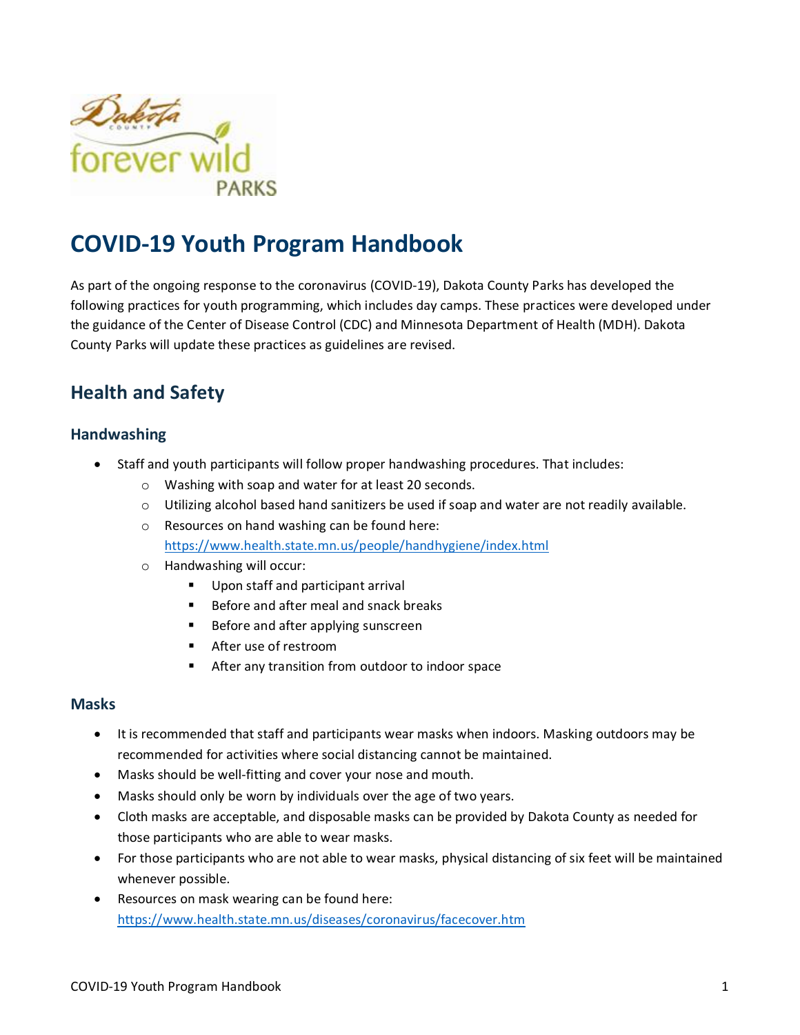# COVID-19 Youth Program Handbook

As part of the ongoing response to the coronavirus (COVID-19), Dakota County Parks has developed the following practices for youth programming, which includes day camps. These practices were developed under the guidance of the Center of Disease Control (CDC) and Minnesota Department of Health (MDH). Dakota County Parks will update these practices as guidelines are revised.

## Health and Safety

### Handwashing

- Staff and youth participants will follow proper handwashing procedures. That includes:
  - Washing with soap and water for at least 20 seconds.
  - Utilizing alcohol based hand sanitizers be used if soap and water are not readily available.
  - Resources on hand washing can be found here: https://www.health.state.mn.us/people/handhygiene/index.html
  - Handwashing will occur:
    - Upon staff and participant arrival
    - Before and after meal and snack breaks
    - Before and after applying sunscreen
    - After use of restroom
    - After any transition from outdoor to indoor space

### Masks

- It is recommended that staff and participants wear masks when indoors. Masking outdoors may be recommended for activities where social distancing cannot be maintained.
- Masks should be well-fitting and cover your nose and mouth.
- Masks should only be worn by individuals over the age of two years.
- Cloth masks are acceptable, and disposable masks can be provided by Dakota County as needed for those participants who are able to wear masks.
- For those participants who are not able to wear masks, physical distancing of six feet will be maintained whenever possible.
- Resources on mask wearing can be found here: https://www.health.state.mn.us/diseases/coronavirus/facecover.htm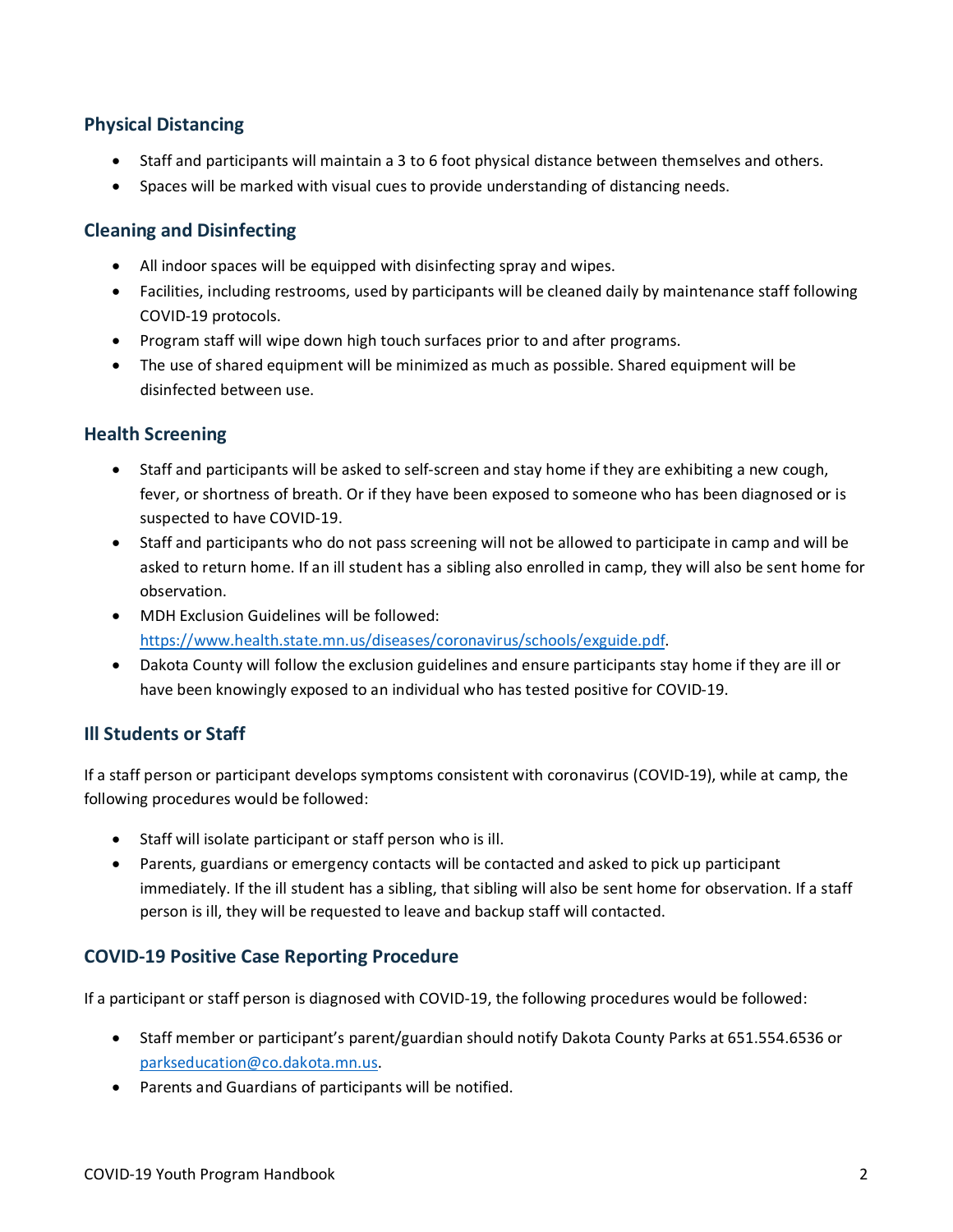## Physical Distancing

- Staff and participants will maintain a 3 to 6 foot physical distance between themselves and others.
- Spaces will be marked with visual cues to provide understanding of distancing needs.

## Cleaning and Disinfecting

- All indoor spaces will be equipped with disinfecting spray and wipes.
- Facilities, including restrooms, used by participants will be cleaned daily by maintenance staff following COVID-19 protocols.
- Program staff will wipe down high touch surfaces prior to and after programs.
- The use of shared equipment will be minimized as much as possible. Shared equipment will be disinfected between use.

## Health Screening

- Staff and participants will be asked to self-screen and stay home if they are exhibiting a new cough, fever, or shortness of breath. Or if they have been exposed to someone who has been diagnosed or is suspected to have COVID-19.
- Staff and participants who do not pass screening will not be allowed to participate in camp and will be asked to return home. If an ill student has a sibling also enrolled in camp, they will also be sent home for observation.
- MDH Exclusion Guidelines will be followed: [https://www.health.state.mn.us/diseases/coronavirus/schools/exguide.pdf](https://www.health.state.mn.us/diseases/coronavirus/schools/exguide.pdf).
- Dakota County will follow the exclusion guidelines and ensure participants stay home if they are ill or have been knowingly exposed to an individual who has tested positive for COVID-19.

## Ill Students or Staff

If a staff person or participant develops symptoms consistent with coronavirus (COVID-19), while at camp, the following procedures would be followed:

- Staff will isolate participant or staff person who is ill.
- Parents, guardians or emergency contacts will be contacted and asked to pick up participant immediately. If the ill student has a sibling, that sibling will also be sent home for observation. If a staff person is ill, they will be requested to leave and backup staff will contacted.

## COVID-19 Positive Case Reporting Procedure

If a participant or staff person is diagnosed with COVID-19, the following procedures would be followed:

- Staff member or participant's parent/guardian should notify Dakota County Parks at 651.554.6536 or [parkseducation@co.dakota.mn.us](mailto:parkseducation@co.dakota.mn.us).
- Parents and Guardians of participants will be notified.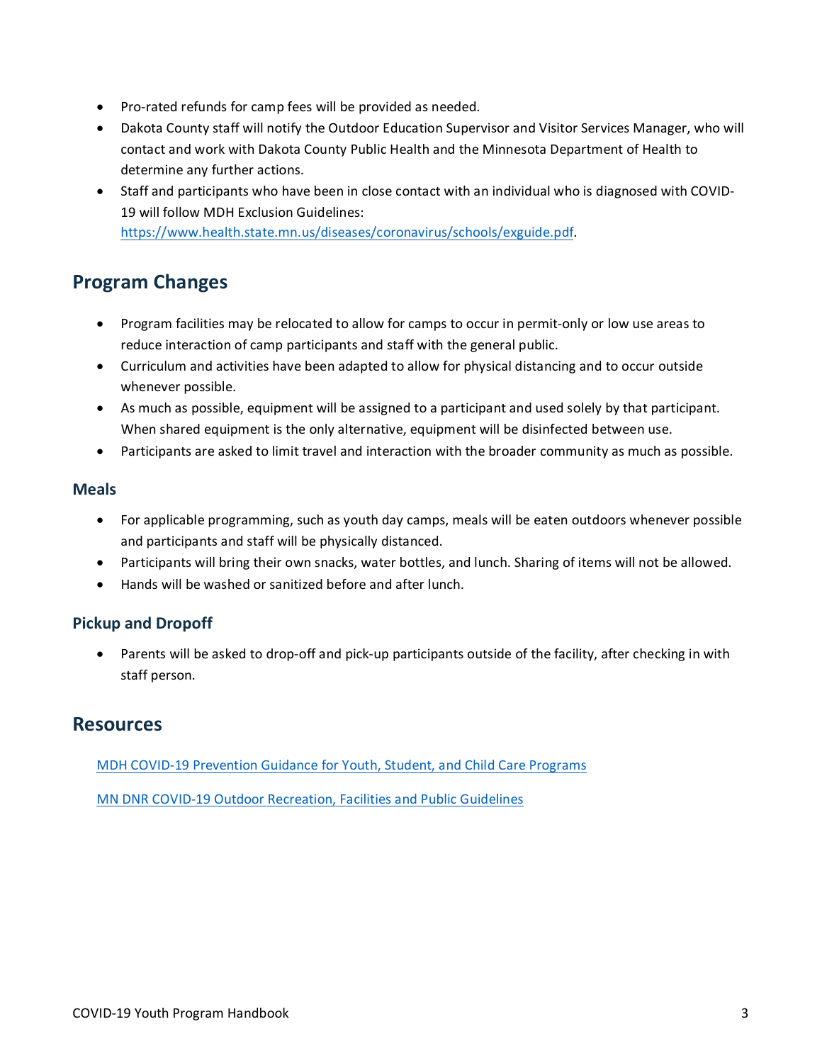- Pro-rated refunds for camp fees will be provided as needed.
- Dakota County staff will notify the Outdoor Education Supervisor and Visitor Services Manager, who will contact and work with Dakota County Public Health and the Minnesota Department of Health to determine any further actions.
- Staff and participants who have been in close contact with an individual who is diagnosed with COVID-19 will follow MDH Exclusion Guidelines: [https://www.health.state.mn.us/diseases/coronavirus/schools/exguide.pdf](https://www.health.state.mn.us/diseases/coronavirus/schools/exguide.pdf).

## Program Changes

- Program facilities may be relocated to allow for camps to occur in permit-only or low use areas to reduce interaction of camp participants and staff with the general public.
- Curriculum and activities have been adapted to allow for physical distancing and to occur outside whenever possible.
- As much as possible, equipment will be assigned to a participant and used solely by that participant. When shared equipment is the only alternative, equipment will be disinfected between use.
- Participants are asked to limit travel and interaction with the broader community as much as possible.

### Meals

- For applicable programming, such as youth day camps, meals will be eaten outdoors whenever possible and participants and staff will be physically distanced.
- Participants will bring their own snacks, water bottles, and lunch. Sharing of items will not be allowed.
- Hands will be washed or sanitized before and after lunch.

### Pickup and Dropoff

- Parents will be asked to drop-off and pick-up participants outside of the facility, after checking in with staff person.

## Resources

MDH COVID-19 Prevention Guidance for Youth, Student, and Child Care Programs

MN DNR COVID-19 Outdoor Recreation, Facilities and Public Guidelines